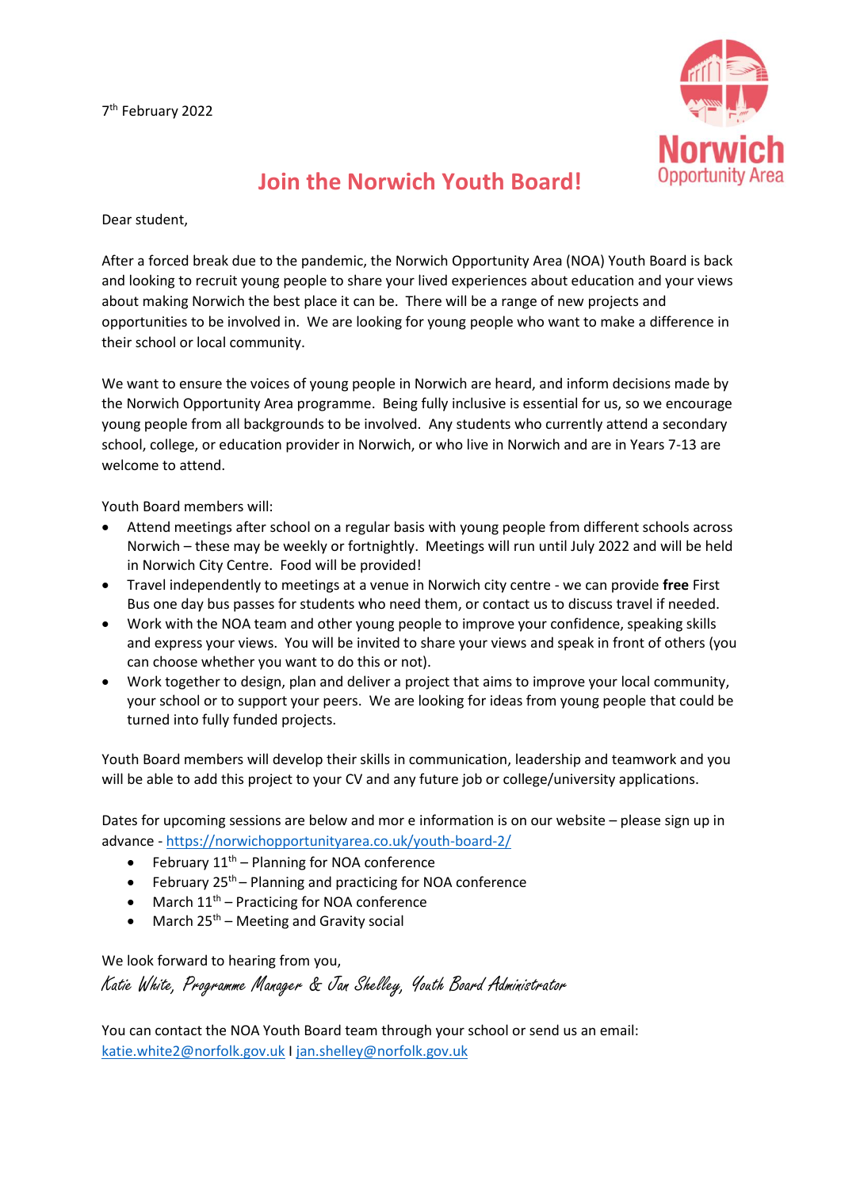7th February 2022

Norwich Opportunity Area

# Join the Norwich Youth Board!

Dear student,

After a forced break due to the pandemic, the Norwich Opportunity Area (NOA) Youth Board is back and looking to recruit young people to share your lived experiences about education and your views about making Norwich the best place it can be. There will be a range of new projects and opportunities to be involved in. We are looking for young people who want to make a difference in their school or local community.

We want to ensure the voices of young people in Norwich are heard, and inform decisions made by the Norwich Opportunity Area programme. Being fully inclusive is essential for us, so we encourage young people from all backgrounds to be involved. Any students who currently attend a secondary school, college, or education provider in Norwich, or who live in Norwich and are in Years 7-13 are welcome to attend.

Youth Board members will:

- Attend meetings after school on a regular basis with young people from different schools across Norwich – these may be weekly or fortnightly. Meetings will run until July 2022 and will be held in Norwich City Centre. Food will be provided!
- Travel independently to meetings at a venue in Norwich city centre - we can provide **free** First Bus one day bus passes for students who need them, or contact us to discuss travel if needed.
- Work with the NOA team and other young people to improve your confidence, speaking skills and express your views. You will be invited to share your views and speak in front of others (you can choose whether you want to do this or not).
- Work together to design, plan and deliver a project that aims to improve your local community, your school or to support your peers. We are looking for ideas from young people that could be turned into fully funded projects.

Youth Board members will develop their skills in communication, leadership and teamwork and you will be able to add this project to your CV and any future job or college/university applications.

Dates for upcoming sessions are below and mor e information is on our website – please sign up in advance - https://norwichopportunityarea.co.uk/youth-board-2/

- February 11th – Planning for NOA conference
- February 25th – Planning and practicing for NOA conference
- March 11th – Practicing for NOA conference
- March 25th – Meeting and Gravity social

We look forward to hearing from you,

*Katie White, Programme Manager & Jan Shelley, Youth Board Administrator*

You can contact the NOA Youth Board team through your school or send us an email: katie.white2@norfolk.gov.uk I jan.shelley@norfolk.gov.uk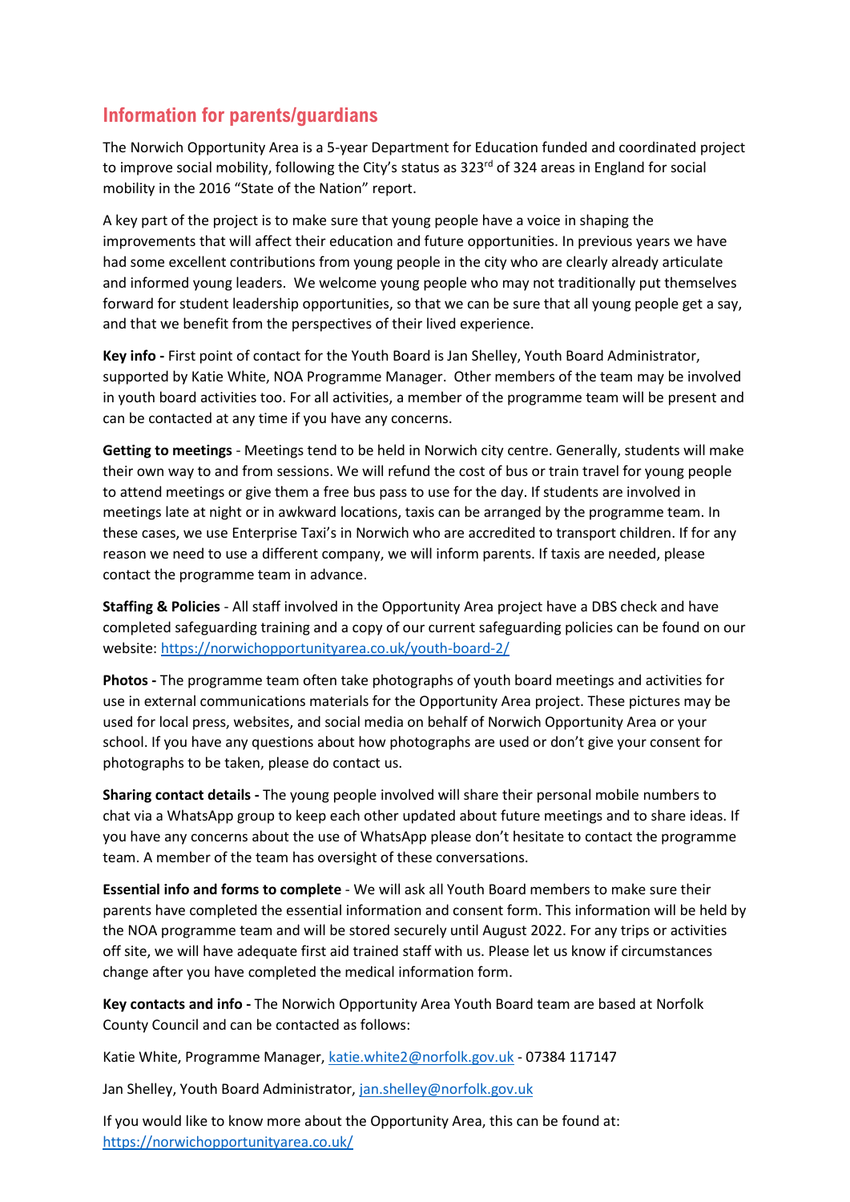## Information for parents/guardians

The Norwich Opportunity Area is a 5-year Department for Education funded and coordinated project to improve social mobility, following the City's status as 323rd of 324 areas in England for social mobility in the 2016 "State of the Nation" report.

A key part of the project is to make sure that young people have a voice in shaping the improvements that will affect their education and future opportunities. In previous years we have had some excellent contributions from young people in the city who are clearly already articulate and informed young leaders. We welcome young people who may not traditionally put themselves forward for student leadership opportunities, so that we can be sure that all young people get a say, and that we benefit from the perspectives of their lived experience.

**Key info -** First point of contact for the Youth Board is Jan Shelley, Youth Board Administrator, supported by Katie White, NOA Programme Manager. Other members of the team may be involved in youth board activities too. For all activities, a member of the programme team will be present and can be contacted at any time if you have any concerns.

**Getting to meetings** - Meetings tend to be held in Norwich city centre. Generally, students will make their own way to and from sessions. We will refund the cost of bus or train travel for young people to attend meetings or give them a free bus pass to use for the day. If students are involved in meetings late at night or in awkward locations, taxis can be arranged by the programme team. In these cases, we use Enterprise Taxi's in Norwich who are accredited to transport children. If for any reason we need to use a different company, we will inform parents. If taxis are needed, please contact the programme team in advance.

**Staffing & Policies** - All staff involved in the Opportunity Area project have a DBS check and have completed safeguarding training and a copy of our current safeguarding policies can be found on our website: https://norwichopportunityarea.co.uk/youth-board-2/

**Photos -** The programme team often take photographs of youth board meetings and activities for use in external communications materials for the Opportunity Area project. These pictures may be used for local press, websites, and social media on behalf of Norwich Opportunity Area or your school. If you have any questions about how photographs are used or don't give your consent for photographs to be taken, please do contact us.

**Sharing contact details -** The young people involved will share their personal mobile numbers to chat via a WhatsApp group to keep each other updated about future meetings and to share ideas. If you have any concerns about the use of WhatsApp please don't hesitate to contact the programme team. A member of the team has oversight of these conversations.

**Essential info and forms to complete** - We will ask all Youth Board members to make sure their parents have completed the essential information and consent form. This information will be held by the NOA programme team and will be stored securely until August 2022. For any trips or activities off site, we will have adequate first aid trained staff with us. Please let us know if circumstances change after you have completed the medical information form.

**Key contacts and info -** The Norwich Opportunity Area Youth Board team are based at Norfolk County Council and can be contacted as follows:

Katie White, Programme Manager, katie.white2@norfolk.gov.uk - 07384 117147

Jan Shelley, Youth Board Administrator, jan.shelley@norfolk.gov.uk

If you would like to know more about the Opportunity Area, this can be found at: https://norwichopportunityarea.co.uk/